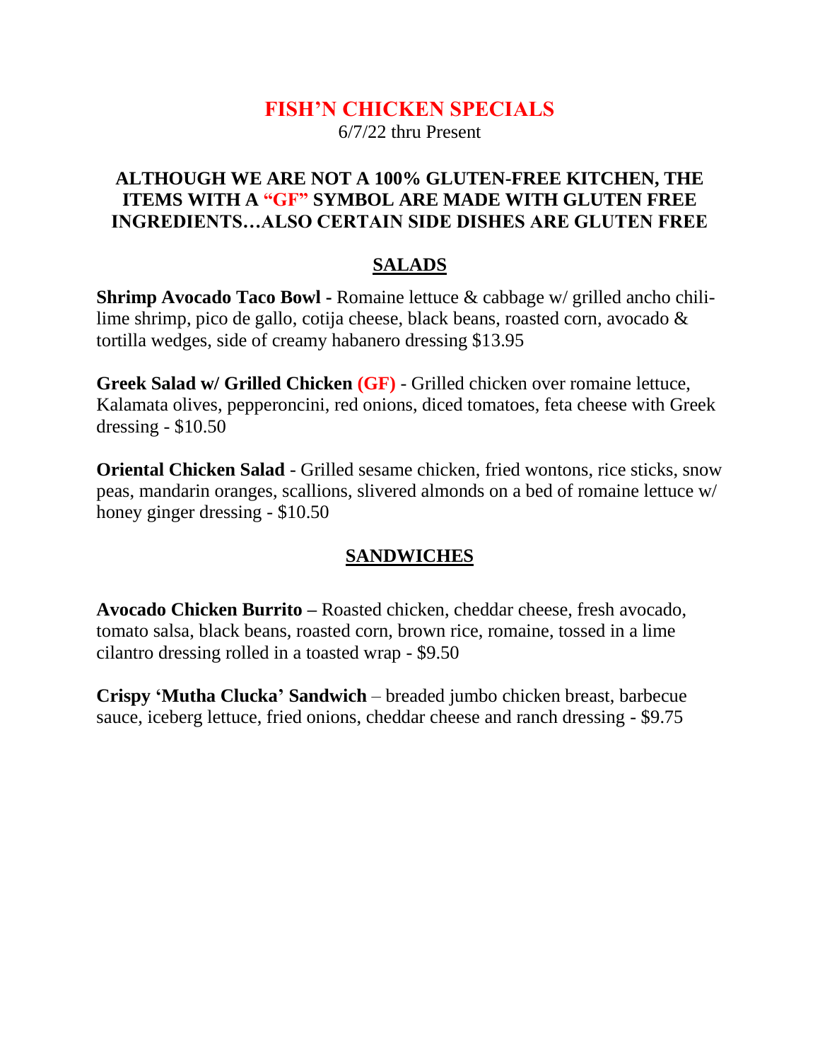# FISH'N CHICKEN SPECIALS

6/7/22 thru Present

**ALTHOUGH WE ARE NOT A 100% GLUTEN-FREE KITCHEN, THE ITEMS WITH A "GF" SYMBOL ARE MADE WITH GLUTEN FREE INGREDIENTS…ALSO CERTAIN SIDE DISHES ARE GLUTEN FREE**

## SALADS

**Shrimp Avocado Taco Bowl -** Romaine lettuce & cabbage w/ grilled ancho chili-lime shrimp, pico de gallo, cotija cheese, black beans, roasted corn, avocado & tortilla wedges, side of creamy habanero dressing $13.95

**Greek Salad w/ Grilled Chicken (GF)** - Grilled chicken over romaine lettuce, Kalamata olives, pepperoncini, red onions, diced tomatoes, feta cheese with Greek dressing - $10.50

**Oriental Chicken Salad** - Grilled sesame chicken, fried wontons, rice sticks, snow peas, mandarin oranges, scallions, slivered almonds on a bed of romaine lettuce w/ honey ginger dressing - $10.50

## SANDWICHES

**Avocado Chicken Burrito –** Roasted chicken, cheddar cheese, fresh avocado, tomato salsa, black beans, roasted corn, brown rice, romaine, tossed in a lime cilantro dressing rolled in a toasted wrap - $9.50

**Crispy 'Mutha Clucka' Sandwich** – breaded jumbo chicken breast, barbecue sauce, iceberg lettuce, fried onions, cheddar cheese and ranch dressing - $9.75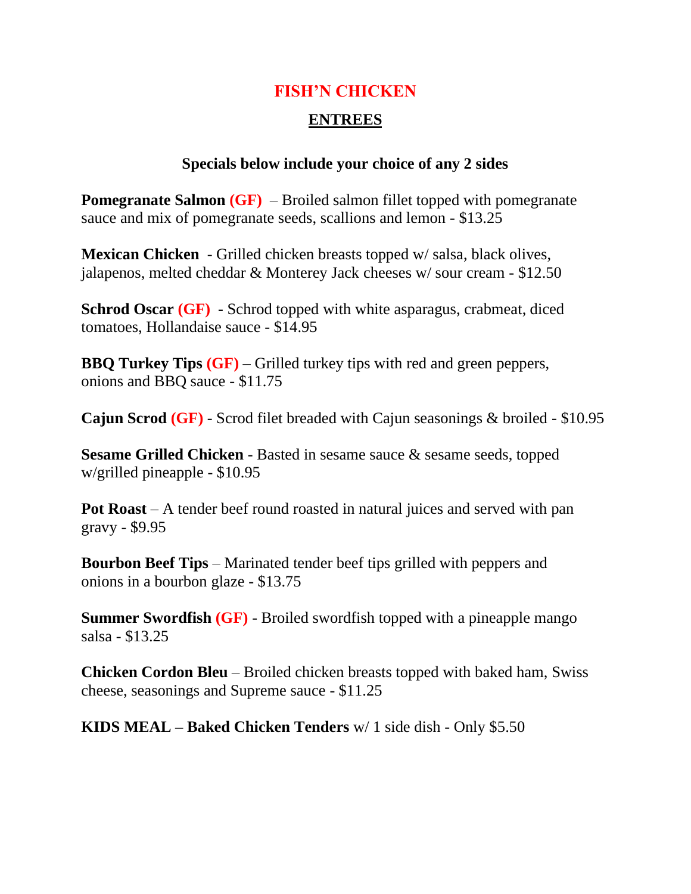# FISH'N CHICKEN

## ENTREES

**Specials below include your choice of any 2 sides**

**Pomegranate Salmon (GF)** – Broiled salmon fillet topped with pomegranate sauce and mix of pomegranate seeds, scallions and lemon - $13.25

**Mexican Chicken** - Grilled chicken breasts topped w/ salsa, black olives, jalapenos, melted cheddar & Monterey Jack cheeses w/ sour cream - $12.50

**Schrod Oscar (GF) -** Schrod topped with white asparagus, crabmeat, diced tomatoes, Hollandaise sauce - $14.95

**BBQ Turkey Tips (GF)** – Grilled turkey tips with red and green peppers, onions and BBQ sauce - $11.75

**Cajun Scrod (GF)** - Scrod filet breaded with Cajun seasonings & broiled - $10.95

**Sesame Grilled Chicken** - Basted in sesame sauce & sesame seeds, topped w/grilled pineapple - $10.95

**Pot Roast** – A tender beef round roasted in natural juices and served with pan gravy - $9.95

**Bourbon Beef Tips** – Marinated tender beef tips grilled with peppers and onions in a bourbon glaze - $13.75

**Summer Swordfish (GF)** - Broiled swordfish topped with a pineapple mango salsa - $13.25

**Chicken Cordon Bleu** – Broiled chicken breasts topped with baked ham, Swiss cheese, seasonings and Supreme sauce - $11.25

**KIDS MEAL – Baked Chicken Tenders** w/ 1 side dish - Only $5.50